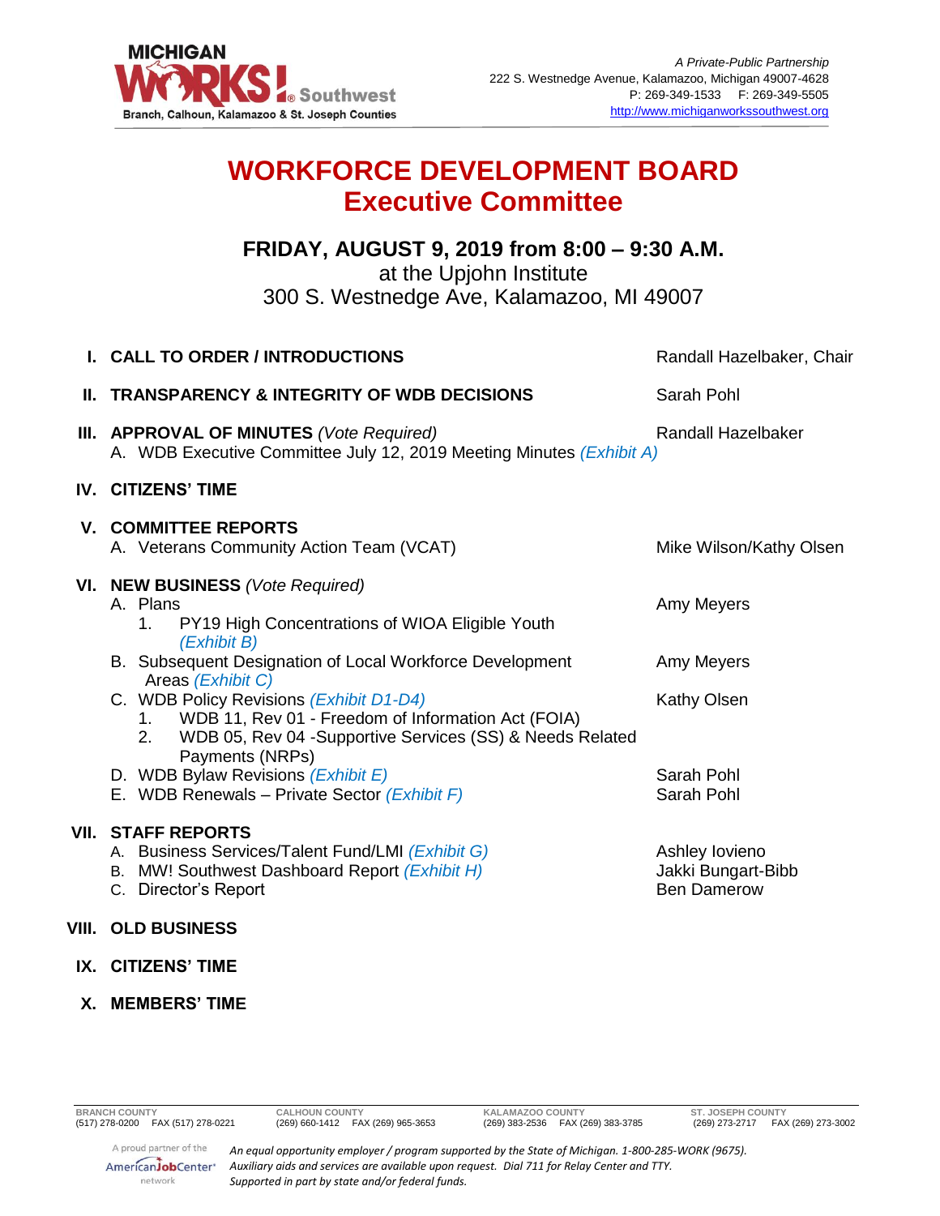MICHIGAN WORKS! Southwest
Branch, Calhoun, Kalamazoo & St. Joseph Counties

*A Private-Public Partnership*
222 S. Westnedge Avenue, Kalamazoo, Michigan 49007-4628
P: 269-349-1533 F: 269-349-5505
http://www.michiganworkssouthwest.org

# WORKFORCE DEVELOPMENT BOARD
## Executive Committee

### FRIDAY, AUGUST 9, 2019 from 8:00 – 9:30 A.M.
at the Upjohn Institute
300 S. Westnedge Ave, Kalamazoo, MI 49007

**I. CALL TO ORDER / INTRODUCTIONS** — Randall Hazelbaker, Chair

**II. TRANSPARENCY & INTEGRITY OF WDB DECISIONS** — Sarah Pohl

**III. APPROVAL OF MINUTES** *(Vote Required)* — Randall Hazelbaker
- A. WDB Executive Committee July 12, 2019 Meeting Minutes *(Exhibit A)*

**IV. CITIZENS' TIME**

**V. COMMITTEE REPORTS**
- A. Veterans Community Action Team (VCAT) — Mike Wilson/Kathy Olsen

**VI. NEW BUSINESS** *(Vote Required)*
- A. Plans — Amy Meyers
  1. PY19 High Concentrations of WIOA Eligible Youth *(Exhibit B)*
- B. Subsequent Designation of Local Workforce Development Areas *(Exhibit C)* — Amy Meyers
- C. WDB Policy Revisions *(Exhibit D1-D4)* — Kathy Olsen
  1. WDB 11, Rev 01 - Freedom of Information Act (FOIA)
  2. WDB 05, Rev 04 -Supportive Services (SS) & Needs Related Payments (NRPs)
- D. WDB Bylaw Revisions *(Exhibit E)* — Sarah Pohl
- E. WDB Renewals – Private Sector *(Exhibit F)* — Sarah Pohl

**VII. STAFF REPORTS**
- A. Business Services/Talent Fund/LMI *(Exhibit G)* — Ashley Iovieno
- B. MW! Southwest Dashboard Report *(Exhibit H)* — Jakki Bungart-Bibb
- C. Director's Report — Ben Damerow

**VIII. OLD BUSINESS**

**IX. CITIZENS' TIME**

**X. MEMBERS' TIME**

| BRANCH COUNTY | CALHOUN COUNTY | KALAMAZOO COUNTY | ST. JOSEPH COUNTY |
|---|---|---|---|
| (517) 278-0200 FAX (517) 278-0221 | (269) 660-1412 FAX (269) 965-3653 | (269) 383-2536 FAX (269) 383-3785 | (269) 273-2717 FAX (269) 273-3002 |

A proud partner of the AmericanJobCenter network

*An equal opportunity employer / program supported by the State of Michigan. 1-800-285-WORK (9675). Auxiliary aids and services are available upon request. Dial 711 for Relay Center and TTY. Supported in part by state and/or federal funds.*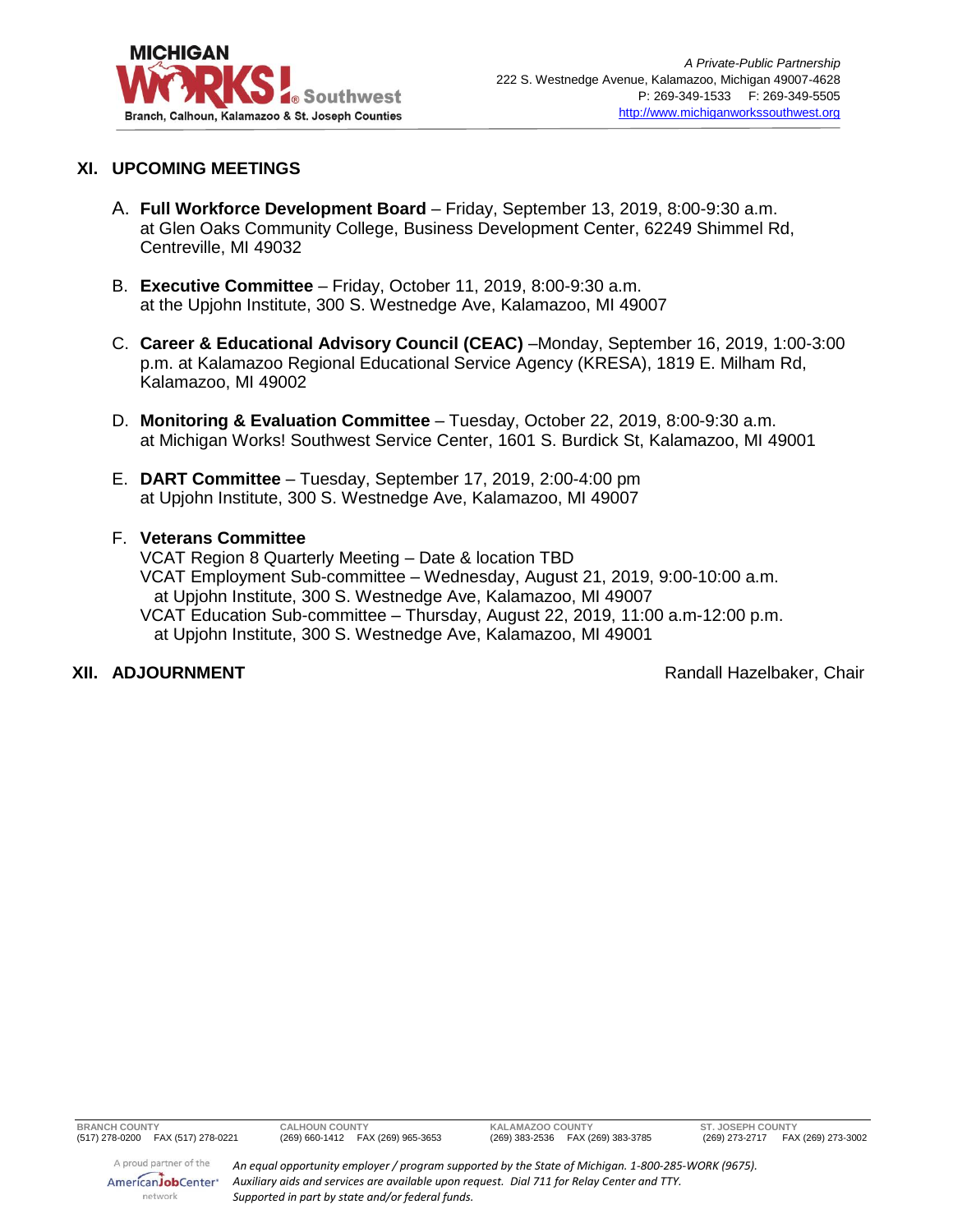## XI. UPCOMING MEETINGS

A. **Full Workforce Development Board** – Friday, September 13, 2019, 8:00-9:30 a.m. at Glen Oaks Community College, Business Development Center, 62249 Shimmel Rd, Centreville, MI 49032

B. **Executive Committee** – Friday, October 11, 2019, 8:00-9:30 a.m. at the Upjohn Institute, 300 S. Westnedge Ave, Kalamazoo, MI 49007

C. **Career & Educational Advisory Council (CEAC)** –Monday, September 16, 2019, 1:00-3:00 p.m. at Kalamazoo Regional Educational Service Agency (KRESA), 1819 E. Milham Rd, Kalamazoo, MI 49002

D. **Monitoring & Evaluation Committee** – Tuesday, October 22, 2019, 8:00-9:30 a.m. at Michigan Works! Southwest Service Center, 1601 S. Burdick St, Kalamazoo, MI 49001

E. **DART Committee** – Tuesday, September 17, 2019, 2:00-4:00 pm at Upjohn Institute, 300 S. Westnedge Ave, Kalamazoo, MI 49007

F. **Veterans Committee**
VCAT Region 8 Quarterly Meeting – Date & location TBD
VCAT Employment Sub-committee – Wednesday, August 21, 2019, 9:00-10:00 a.m. at Upjohn Institute, 300 S. Westnedge Ave, Kalamazoo, MI 49007
VCAT Education Sub-committee – Thursday, August 22, 2019, 11:00 a.m-12:00 p.m. at Upjohn Institute, 300 S. Westnedge Ave, Kalamazoo, MI 49001

## XII. ADJOURNMENT

Randall Hazelbaker, Chair